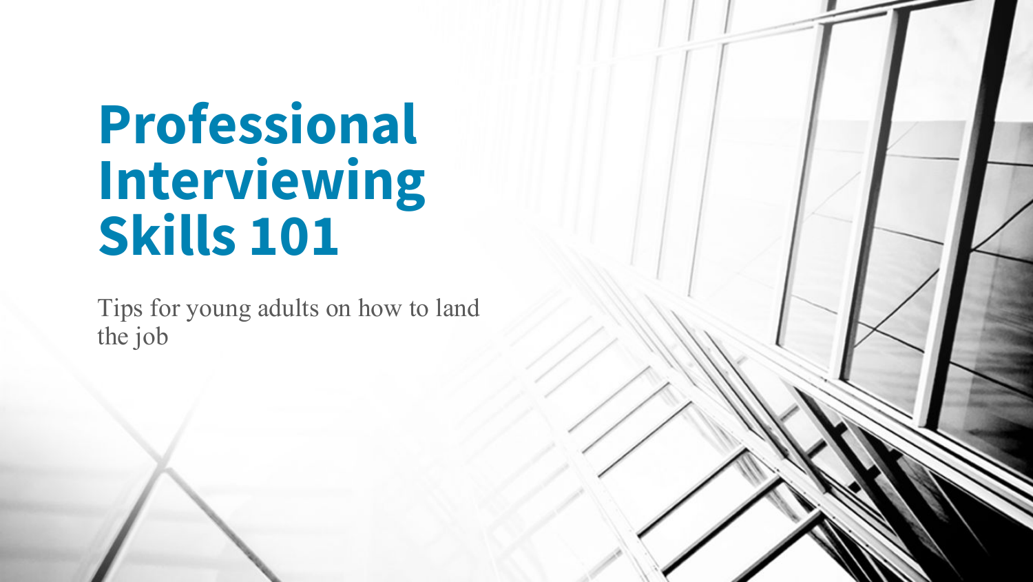# Professional Interviewing Skills 101

Tips for young adults on how to land the job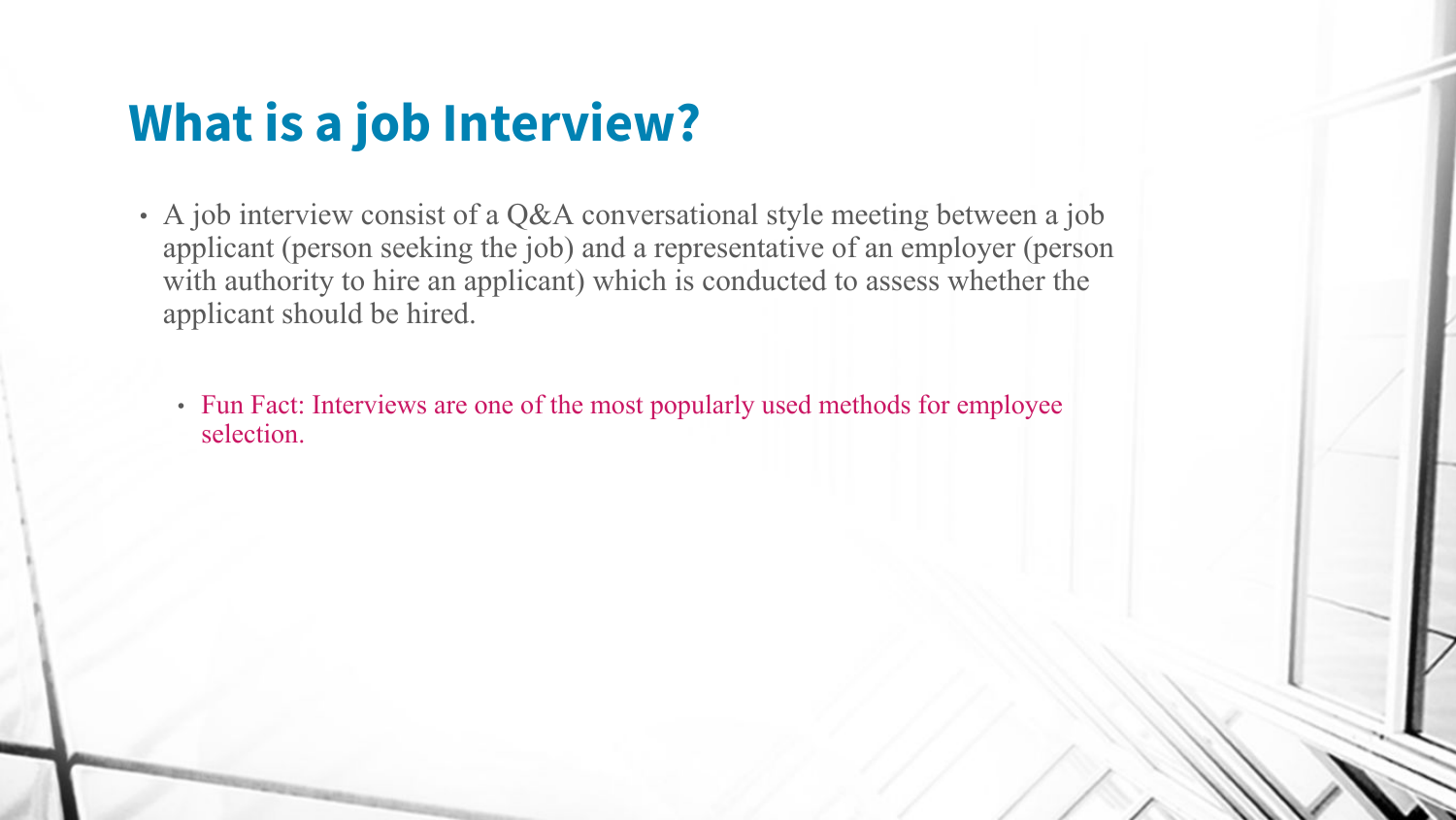# What is a job Interview?

- A job interview consist of a Q&A conversational style meeting between a job applicant (person seeking the job) and a representative of an employer (person with authority to hire an applicant) which is conducted to assess whether the applicant should be hired.
  - Fun Fact: Interviews are one of the most popularly used methods for employee selection.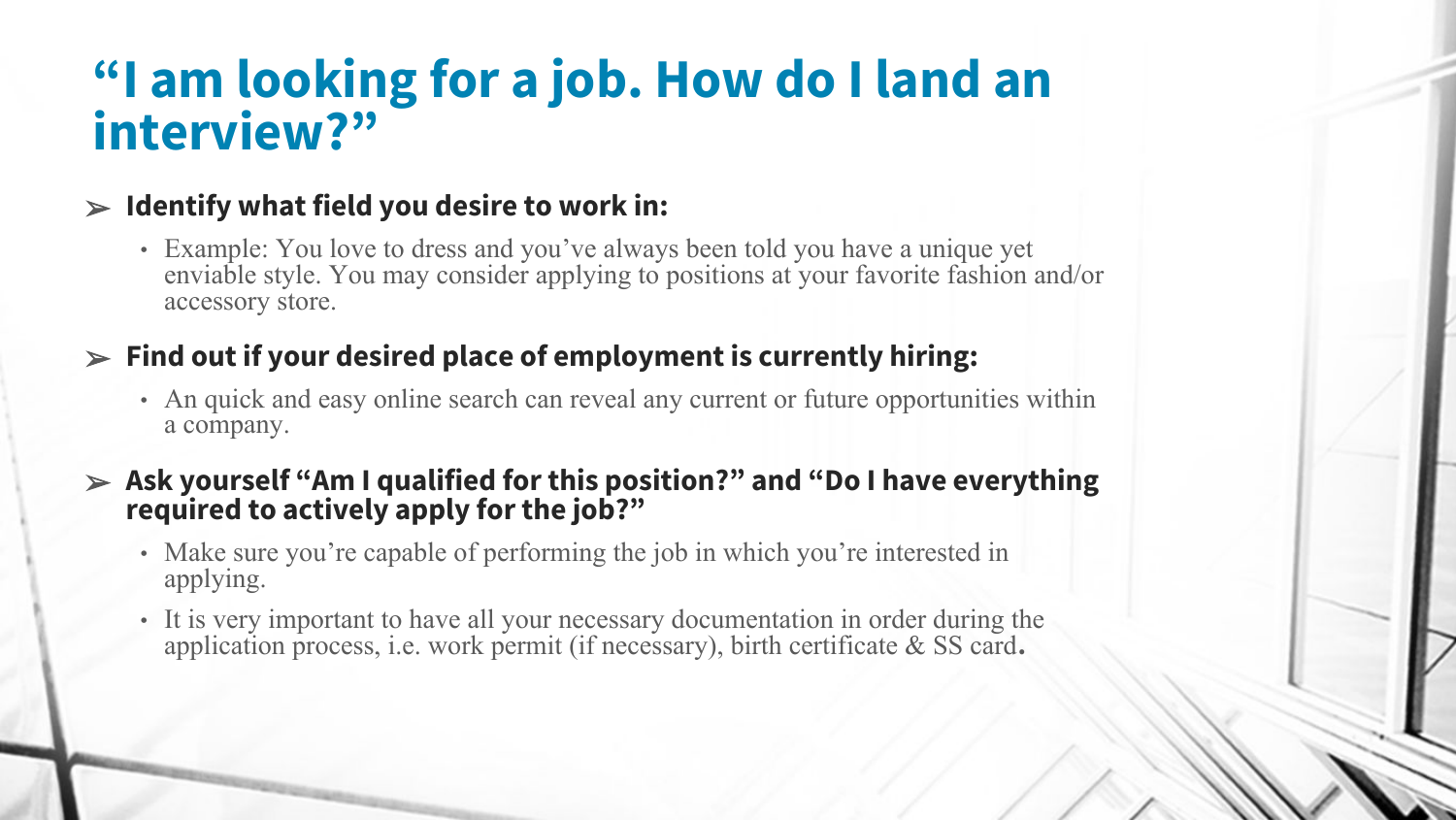# “I am looking for a job. How do I land an interview?”

- **Identify what field you desire to work in:**
  - Example: You love to dress and you’ve always been told you have a unique yet enviable style. You may consider applying to positions at your favorite fashion and/or accessory store.
- **Find out if your desired place of employment is currently hiring:**
  - An quick and easy online search can reveal any current or future opportunities within a company.
- **Ask yourself “Am I qualified for this position?” and “Do I have everything required to actively apply for the job?”**
  - Make sure you’re capable of performing the job in which you’re interested in applying.
  - It is very important to have all your necessary documentation in order during the application process, i.e. work permit (if necessary), birth certificate & SS card.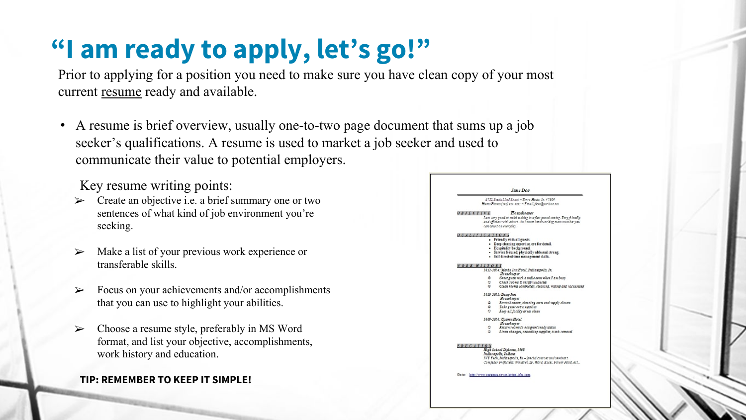# "I am ready to apply, let's go!"

Prior to applying for a position you need to make sure you have clean copy of your most current resume ready and available.

- A resume is brief overview, usually one-to-two page document that sums up a job seeker's qualifications. A resume is used to market a job seeker and used to communicate their value to potential employers.

Key resume writing points:

- ➢ Create an objective i.e. a brief summary one or two sentences of what kind of job environment you're seeking.
- ➢ Make a list of your previous work experience or transferable skills.
- ➢ Focus on your achievements and/or accomplishments that you can use to highlight your abilities.
- ➢ Choose a resume style, preferably in MS Word format, and list your objective, accomplishments, work history and education.

**TIP: REMEMBER TO KEEP IT SIMPLE!**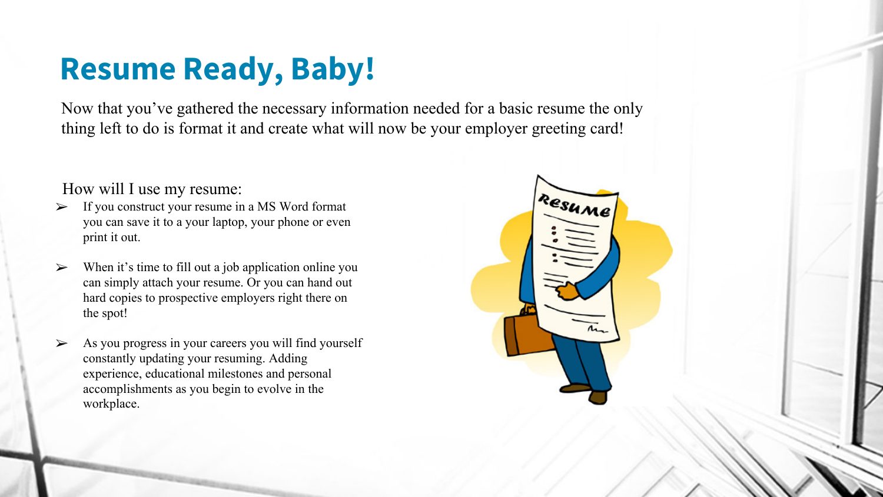# Resume Ready, Baby!

Now that you've gathered the necessary information needed for a basic resume the only thing left to do is format it and create what will now be your employer greeting card!

How will I use my resume:

- If you construct your resume in a MS Word format you can save it to a your laptop, your phone or even print it out.
- When it's time to fill out a job application online you can simply attach your resume. Or you can hand out hard copies to prospective employers right there on the spot!
- As you progress in your careers you will find yourself constantly updating your resuming. Adding experience, educational milestones and personal accomplishments as you begin to evolve in the workplace.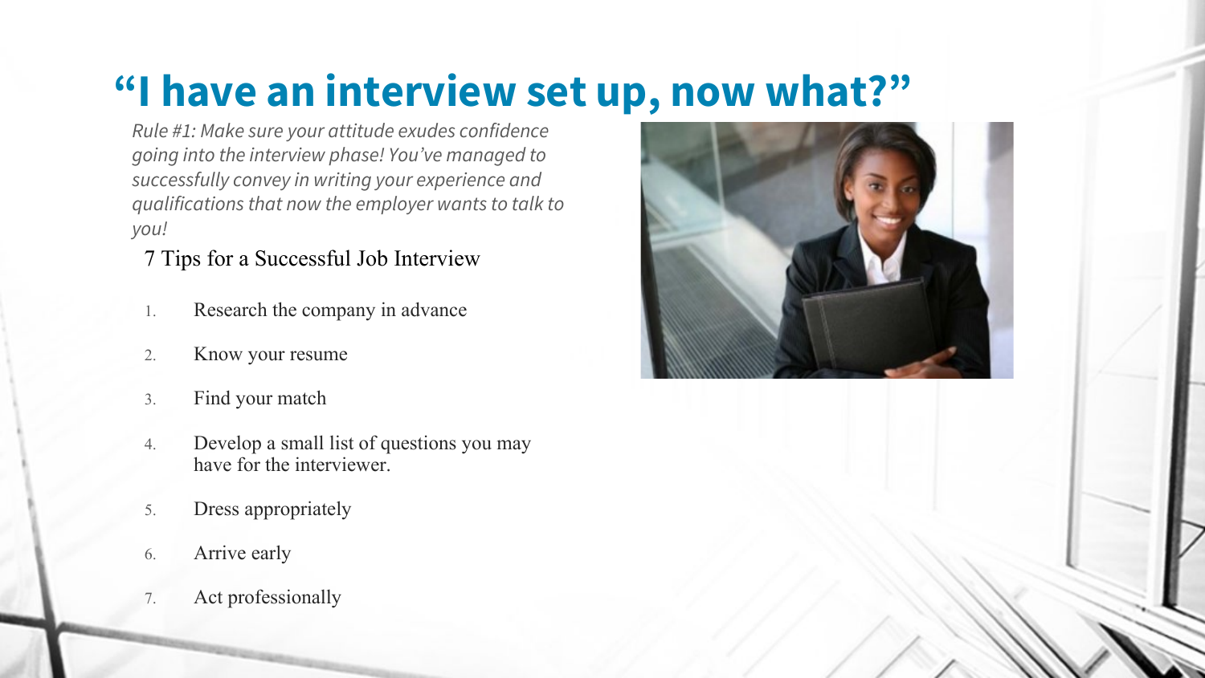# "I have an interview set up, now what?"

*Rule #1: Make sure your attitude exudes confidence going into the interview phase! You've managed to successfully convey in writing your experience and qualifications that now the employer wants to talk to you!*

7 Tips for a Successful Job Interview

1. Research the company in advance
2. Know your resume
3. Find your match
4. Develop a small list of questions you may have for the interviewer.
5. Dress appropriately
6. Arrive early
7. Act professionally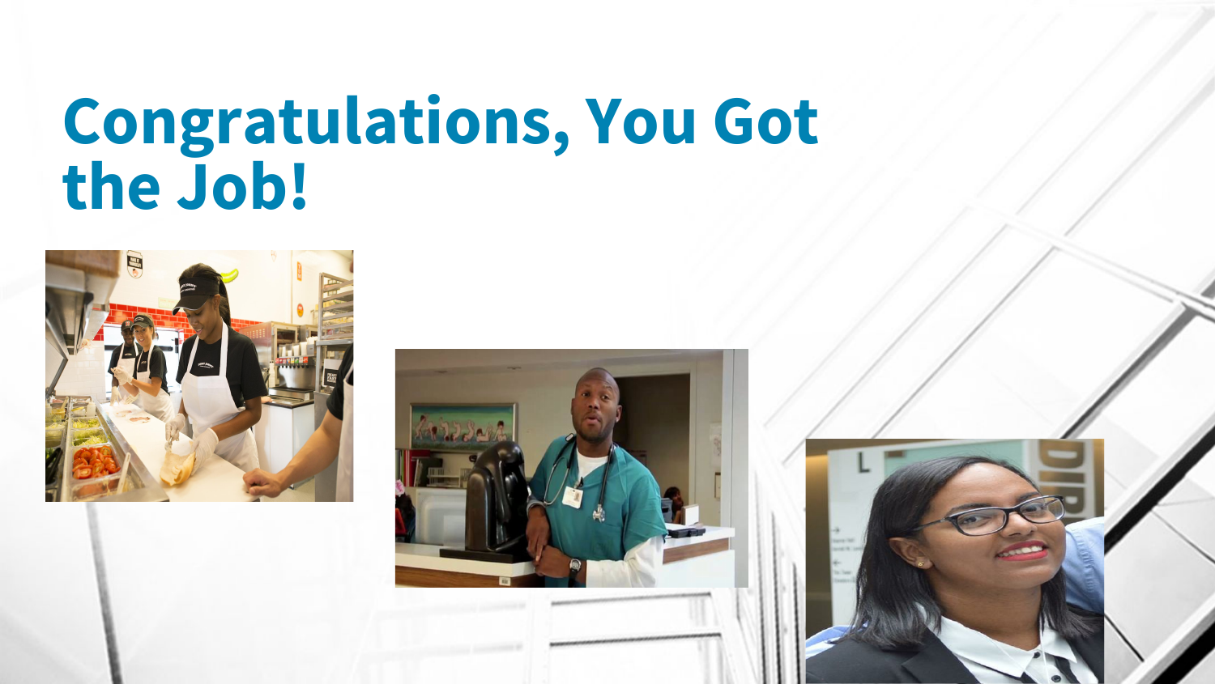# Congratulations, You Got the Job!